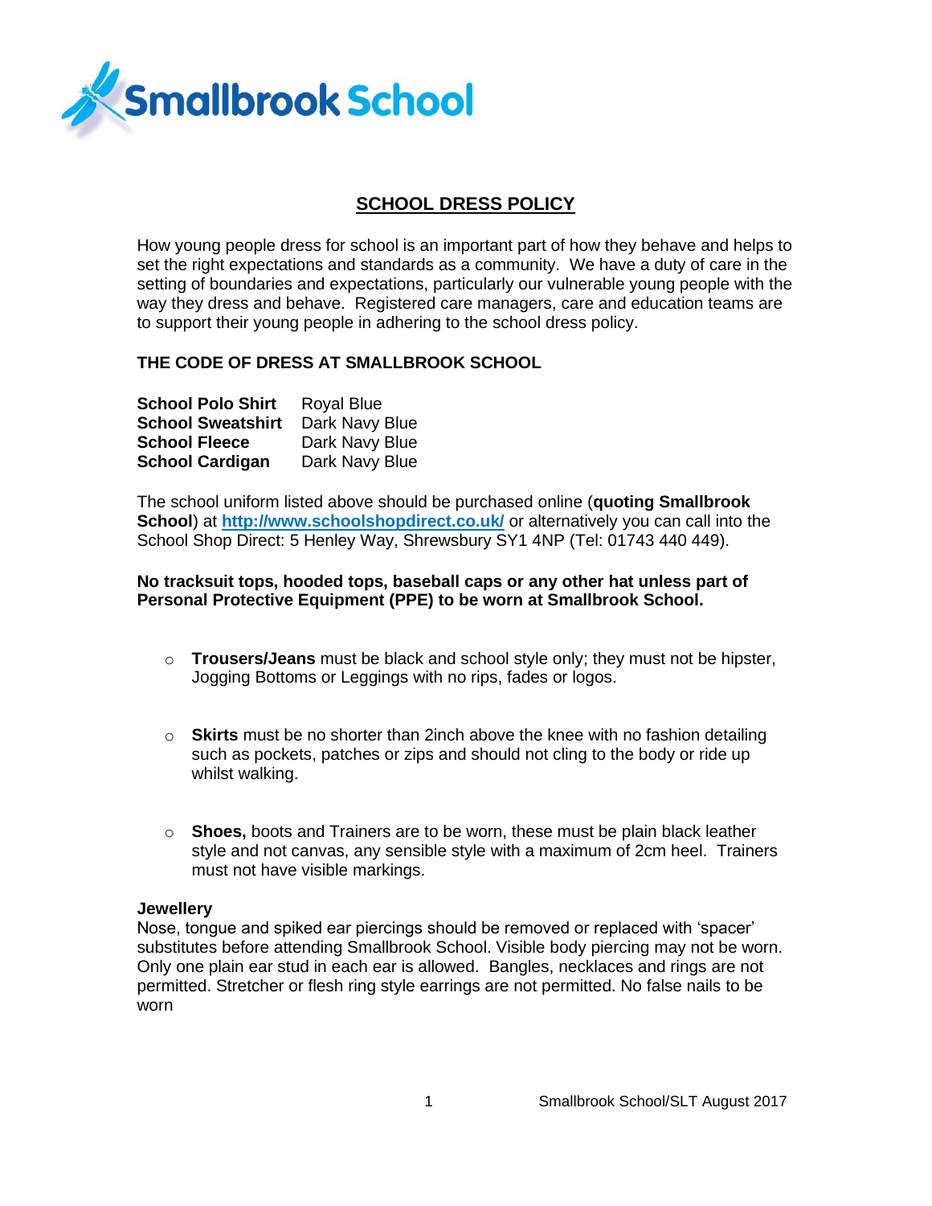Smallbrook School

# SCHOOL DRESS POLICY

How young people dress for school is an important part of how they behave and helps to set the right expectations and standards as a community. We have a duty of care in the setting of boundaries and expectations, particularly our vulnerable young people with the way they dress and behave. Registered care managers, care and education teams are to support their young people in adhering to the school dress policy.

## THE CODE OF DRESS AT SMALLBROOK SCHOOL

| | |
|---|---|
| **School Polo Shirt** | Royal Blue |
| **School Sweatshirt** | Dark Navy Blue |
| **School Fleece** | Dark Navy Blue |
| **School Cardigan** | Dark Navy Blue |

The school uniform listed above should be purchased online (**quoting Smallbrook School**) at **[http://www.schoolshopdirect.co.uk/](http://www.schoolshopdirect.co.uk/)** or alternatively you can call into the School Shop Direct: 5 Henley Way, Shrewsbury SY1 4NP (Tel: 01743 440 449).

**No tracksuit tops, hooded tops, baseball caps or any other hat unless part of Personal Protective Equipment (PPE) to be worn at Smallbrook School.**

- **Trousers/Jeans** must be black and school style only; they must not be hipster, Jogging Bottoms or Leggings with no rips, fades or logos.
- **Skirts** must be no shorter than 2inch above the knee with no fashion detailing such as pockets, patches or zips and should not cling to the body or ride up whilst walking.
- **Shoes,** boots and Trainers are to be worn, these must be plain black leather style and not canvas, any sensible style with a maximum of 2cm heel. Trainers must not have visible markings.

**Jewellery**

Nose, tongue and spiked ear piercings should be removed or replaced with 'spacer' substitutes before attending Smallbrook School. Visible body piercing may not be worn. Only one plain ear stud in each ear is allowed. Bangles, necklaces and rings are not permitted. Stretcher or flesh ring style earrings are not permitted. No false nails to be worn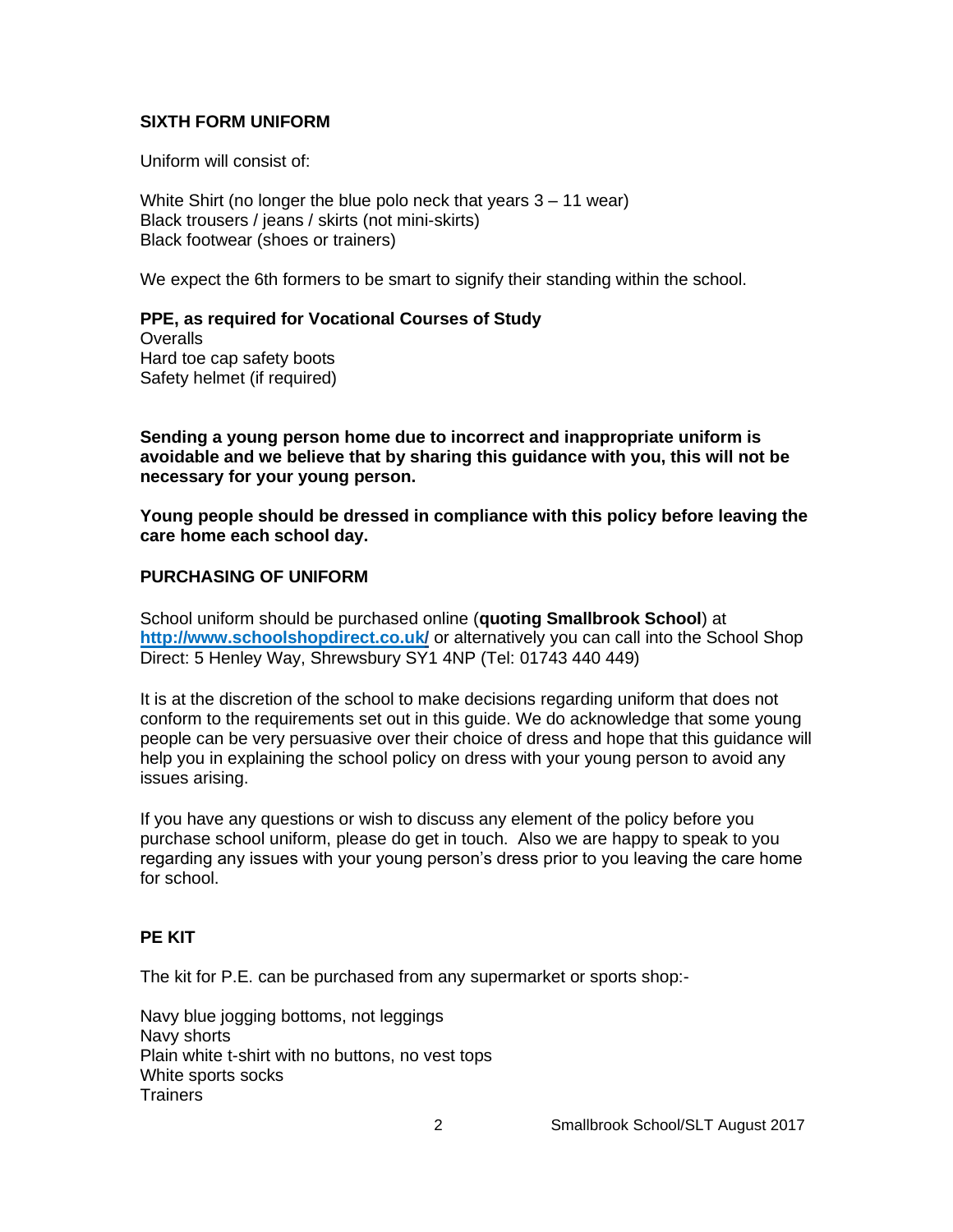### SIXTH FORM UNIFORM

Uniform will consist of:

White Shirt (no longer the blue polo neck that years 3 – 11 wear)
Black trousers / jeans / skirts (not mini-skirts)
Black footwear (shoes or trainers)

We expect the 6th formers to be smart to signify their standing within the school.

**PPE, as required for Vocational Courses of Study**
Overalls
Hard toe cap safety boots
Safety helmet (if required)

**Sending a young person home due to incorrect and inappropriate uniform is avoidable and we believe that by sharing this guidance with you, this will not be necessary for your young person.**

**Young people should be dressed in compliance with this policy before leaving the care home each school day.**

### PURCHASING OF UNIFORM

School uniform should be purchased online (**quoting Smallbrook School**) at **http://www.schoolshopdirect.co.uk/** or alternatively you can call into the School Shop Direct: 5 Henley Way, Shrewsbury SY1 4NP (Tel: 01743 440 449)

It is at the discretion of the school to make decisions regarding uniform that does not conform to the requirements set out in this guide. We do acknowledge that some young people can be very persuasive over their choice of dress and hope that this guidance will help you in explaining the school policy on dress with your young person to avoid any issues arising.

If you have any questions or wish to discuss any element of the policy before you purchase school uniform, please do get in touch. Also we are happy to speak to you regarding any issues with your young person's dress prior to you leaving the care home for school.

### PE KIT

The kit for P.E. can be purchased from any supermarket or sports shop:-

Navy blue jogging bottoms, not leggings
Navy shorts
Plain white t-shirt with no buttons, no vest tops
White sports socks
Trainers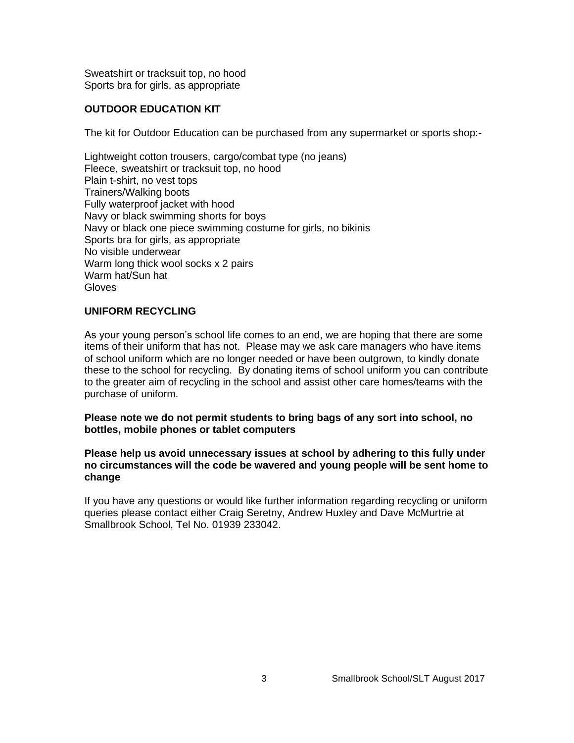Sweatshirt or tracksuit top, no hood
Sports bra for girls, as appropriate

### OUTDOOR EDUCATION KIT

The kit for Outdoor Education can be purchased from any supermarket or sports shop:-

Lightweight cotton trousers, cargo/combat type (no jeans)
Fleece, sweatshirt or tracksuit top, no hood
Plain t-shirt, no vest tops
Trainers/Walking boots
Fully waterproof jacket with hood
Navy or black swimming shorts for boys
Navy or black one piece swimming costume for girls, no bikinis
Sports bra for girls, as appropriate
No visible underwear
Warm long thick wool socks x 2 pairs
Warm hat/Sun hat
Gloves

### UNIFORM RECYCLING

As your young person's school life comes to an end, we are hoping that there are some items of their uniform that has not. Please may we ask care managers who have items of school uniform which are no longer needed or have been outgrown, to kindly donate these to the school for recycling. By donating items of school uniform you can contribute to the greater aim of recycling in the school and assist other care homes/teams with the purchase of uniform.

**Please note we do not permit students to bring bags of any sort into school, no bottles, mobile phones or tablet computers**

**Please help us avoid unnecessary issues at school by adhering to this fully under no circumstances will the code be wavered and young people will be sent home to change**

If you have any questions or would like further information regarding recycling or uniform queries please contact either Craig Seretny, Andrew Huxley and Dave McMurtrie at Smallbrook School, Tel No. 01939 233042.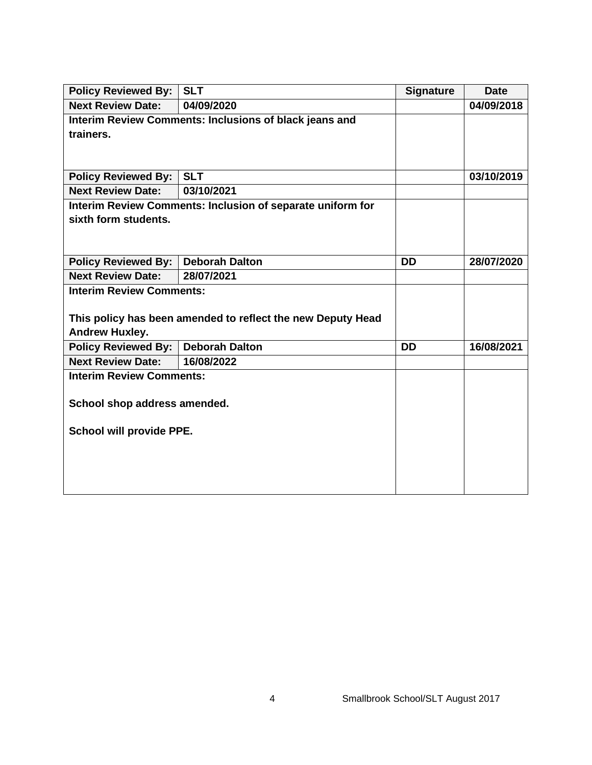| | | | |
|---|---|---|---|
| **Policy Reviewed By:** | **SLT** | **Signature** | **Date** |
| **Next Review Date:** | **04/09/2020** | | **04/09/2018** |
| **Interim Review Comments: Inclusions of black jeans and trainers.** | | | |
| **Policy Reviewed By:** | **SLT** | | **03/10/2019** |
| **Next Review Date:** | **03/10/2021** | | |
| **Interim Review Comments: Inclusion of separate uniform for sixth form students.** | | | |
| **Policy Reviewed By:** | **Deborah Dalton** | **DD** | **28/07/2020** |
| **Next Review Date:** | **28/07/2021** | | |
| **Interim Review Comments:**<br><br>**This policy has been amended to reflect the new Deputy Head Andrew Huxley.** | | | |
| **Policy Reviewed By:** | **Deborah Dalton** | **DD** | **16/08/2021** |
| **Next Review Date:** | **16/08/2022** | | |
| **Interim Review Comments:**<br><br>**School shop address amended.**<br><br>**School will provide PPE.** | | | |